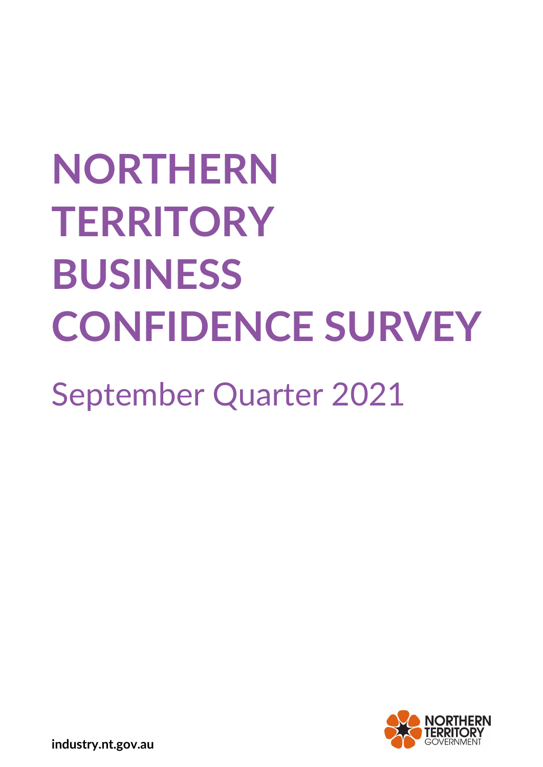# NORTHERN TERRITORY BUSINESS CONFIDENCE SURVEY

## September Quarter 2021

**industry.nt.gov.au**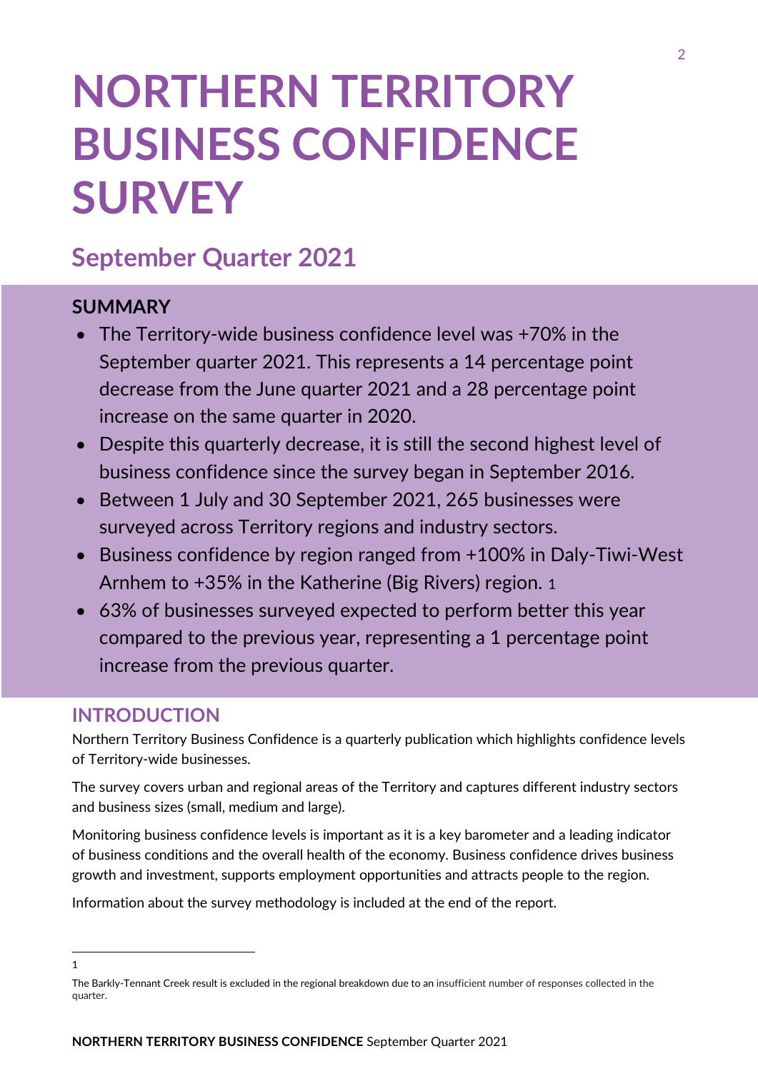# NORTHERN TERRITORY BUSINESS CONFIDENCE SURVEY

## September Quarter 2021

### SUMMARY

- The Territory-wide business confidence level was +70% in the September quarter 2021. This represents a 14 percentage point decrease from the June quarter 2021 and a 28 percentage point increase on the same quarter in 2020.
- Despite this quarterly decrease, it is still the second highest level of business confidence since the survey began in September 2016.
- Between 1 July and 30 September 2021, 265 businesses were surveyed across Territory regions and industry sectors.
- Business confidence by region ranged from +100% in Daly-Tiwi-West Arnhem to +35% in the Katherine (Big Rivers) region. [1]
- 63% of businesses surveyed expected to perform better this year compared to the previous year, representing a 1 percentage point increase from the previous quarter.

## INTRODUCTION

Northern Territory Business Confidence is a quarterly publication which highlights confidence levels of Territory-wide businesses.

The survey covers urban and regional areas of the Territory and captures different industry sectors and business sizes (small, medium and large).

Monitoring business confidence levels is important as it is a key barometer and a leading indicator of business conditions and the overall health of the economy. Business confidence drives business growth and investment, supports employment opportunities and attracts people to the region.

Information about the survey methodology is included at the end of the report.

---

[1] The Barkly-Tennant Creek result is excluded in the regional breakdown due to an insufficient number of responses collected in the quarter.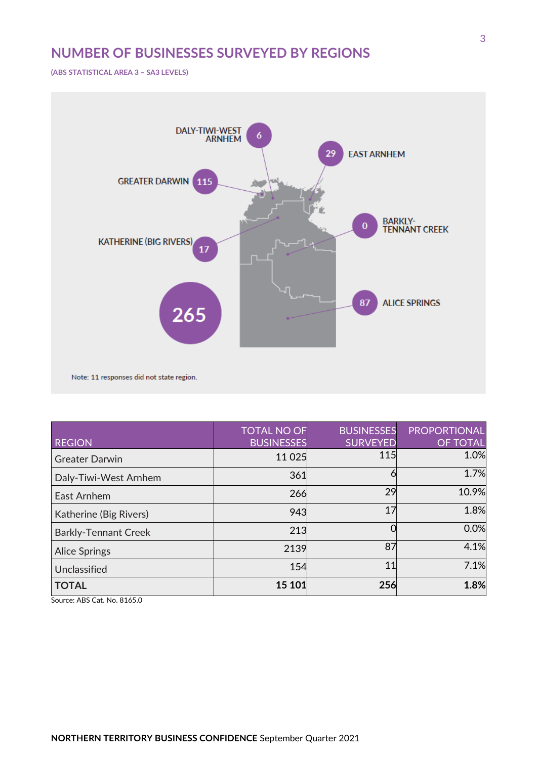## NUMBER OF BUSINESSES SURVEYED BY REGIONS

(ABS STATISTICAL AREA 3 – SA3 LEVELS)

DALY-TIWI-WEST ARNHEM 6

EAST ARNHEM 29

GREATER DARWIN 115

BARKLY-TENNANT CREEK 0

KATHERINE (BIG RIVERS) 17

265

ALICE SPRINGS 87

Note: 11 responses did not state region.

| REGION | TOTAL NO OF BUSINESSES | BUSINESSES SURVEYED | PROPORTIONAL OF TOTAL |
|---|---|---|---|
| Greater Darwin | 11 025 | 115 | 1.0% |
| Daly-Tiwi-West Arnhem | 361 | 6 | 1.7% |
| East Arnhem | 266 | 29 | 10.9% |
| Katherine (Big Rivers) | 943 | 17 | 1.8% |
| Barkly-Tenant Creek | 213 | 0 | 0.0% |
| Alice Springs | 2139 | 87 | 4.1% |
| Unclassified | 154 | 11 | 7.1% |
| **TOTAL** | **15 101** | **256** | **1.8%** |

Source: ABS Cat. No. 8165.0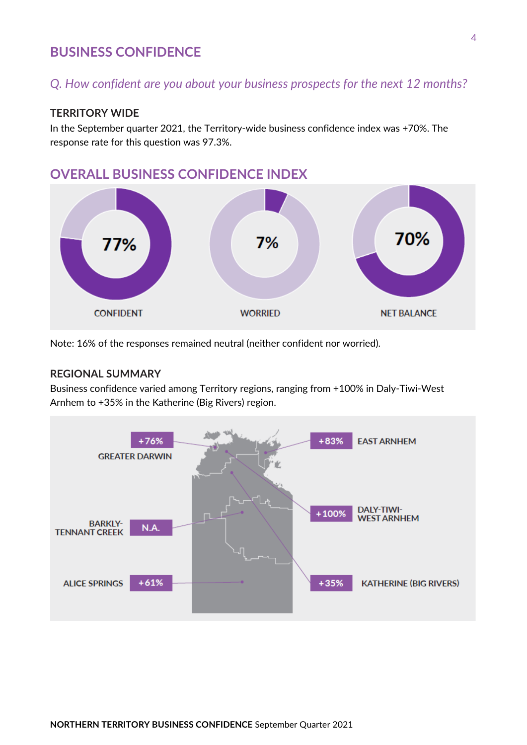# BUSINESS CONFIDENCE

*Q. How confident are you about your business prospects for the next 12 months?*

## TERRITORY WIDE

In the September quarter 2021, the Territory-wide business confidence index was +70%. The response rate for this question was 97.3%.

## OVERALL BUSINESS CONFIDENCE INDEX

| CONFIDENT | WORRIED | NET BALANCE |
|---|---|---|
| 77% | 7% | 70% |

Note: 16% of the responses remained neutral (neither confident nor worried).

## REGIONAL SUMMARY

Business confidence varied among Territory regions, ranging from +100% in Daly-Tiwi-West Arnhem to +35% in the Katherine (Big Rivers) region.

| Region | Business confidence |
|---|---|
| GREATER DARWIN | +76% |
| EAST ARNHEM | +83% |
| DALY-TIWI-WEST ARNHEM | +100% |
| BARKLY-TENNANT CREEK | N.A. |
| ALICE SPRINGS | +61% |
| KATHERINE (BIG RIVERS) | +35% |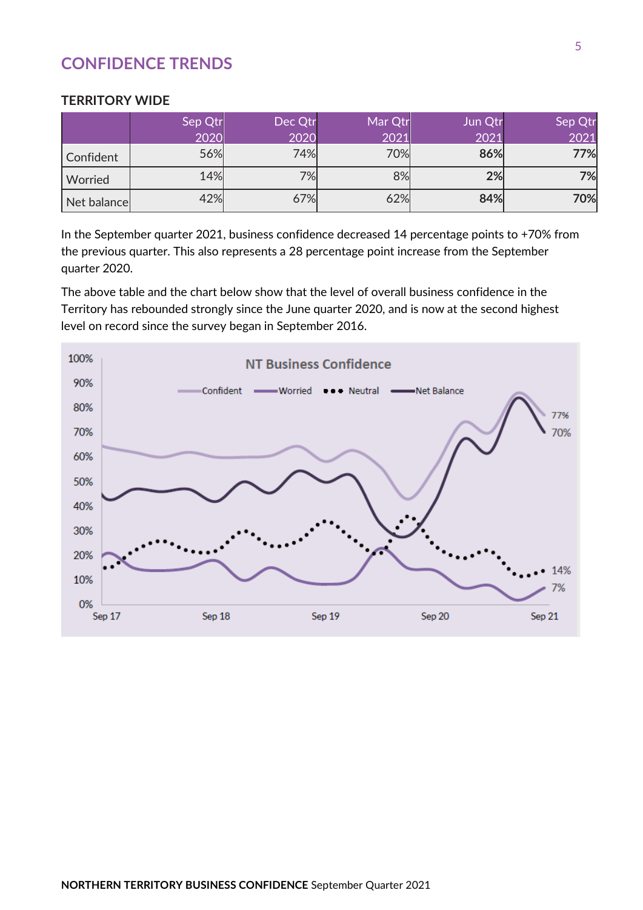## CONFIDENCE TRENDS

### TERRITORY WIDE

| | Sep Qtr 2020 | Dec Qtr 2020 | Mar Qtr 2021 | Jun Qtr 2021 | Sep Qtr 2021 |
|---|---|---|---|---|---|
| Confident | 56% | 74% | 70% | **86%** | **77%** |
| Worried | 14% | 7% | 8% | **2%** | **7%** |
| Net balance | 42% | 67% | 62% | **84%** | **70%** |

In the September quarter 2021, business confidence decreased 14 percentage points to +70% from the previous quarter. This also represents a 28 percentage point increase from the September quarter 2020.

The above table and the chart below show that the level of overall business confidence in the Territory has rebounded strongly since the June quarter 2020, and is now at the second highest level on record since the survey began in September 2016.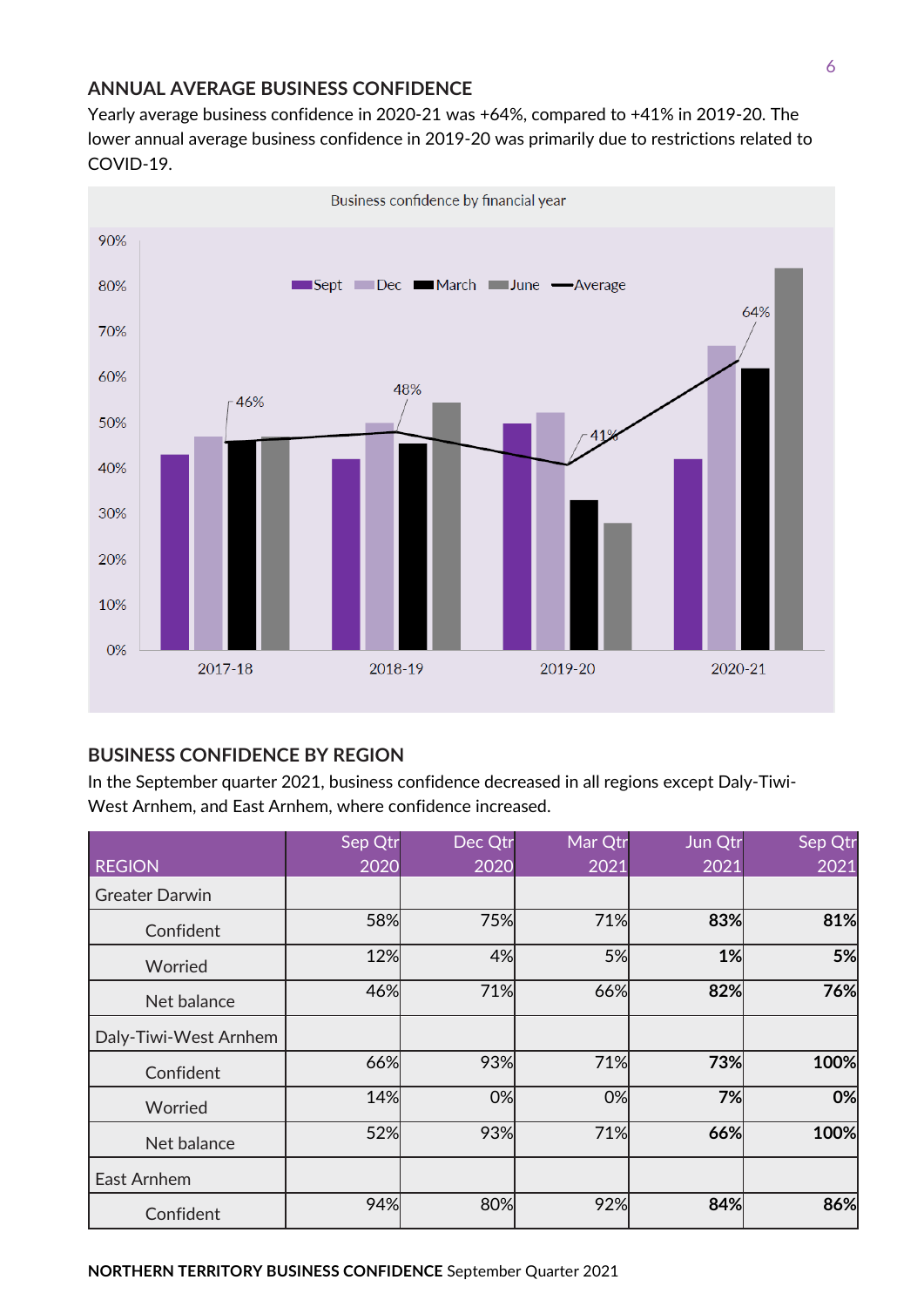## ANNUAL AVERAGE BUSINESS CONFIDENCE

Yearly average business confidence in 2020-21 was +64%, compared to +41% in 2019-20. The lower annual average business confidence in 2019-20 was primarily due to restrictions related to COVID-19.

Business confidence by financial year

## BUSINESS CONFIDENCE BY REGION

In the September quarter 2021, business confidence decreased in all regions except Daly-Tiwi-West Arnhem, and East Arnhem, where confidence increased.

| REGION | Sep Qtr 2020 | Dec Qtr 2020 | Mar Qtr 2021 | Jun Qtr 2021 | Sep Qtr 2021 |
|---|---|---|---|---|---|
| Greater Darwin | | | | | |
| Confident | 58% | 75% | 71% | **83%** | **81%** |
| Worried | 12% | 4% | 5% | **1%** | **5%** |
| Net balance | 46% | 71% | 66% | **82%** | **76%** |
| Daly-Tiwi-West Arnhem | | | | | |
| Confident | 66% | 93% | 71% | **73%** | **100%** |
| Worried | 14% | 0% | 0% | **7%** | **0%** |
| Net balance | 52% | 93% | 71% | **66%** | **100%** |
| East Arnhem | | | | | |
| Confident | 94% | 80% | 92% | **84%** | **86%** |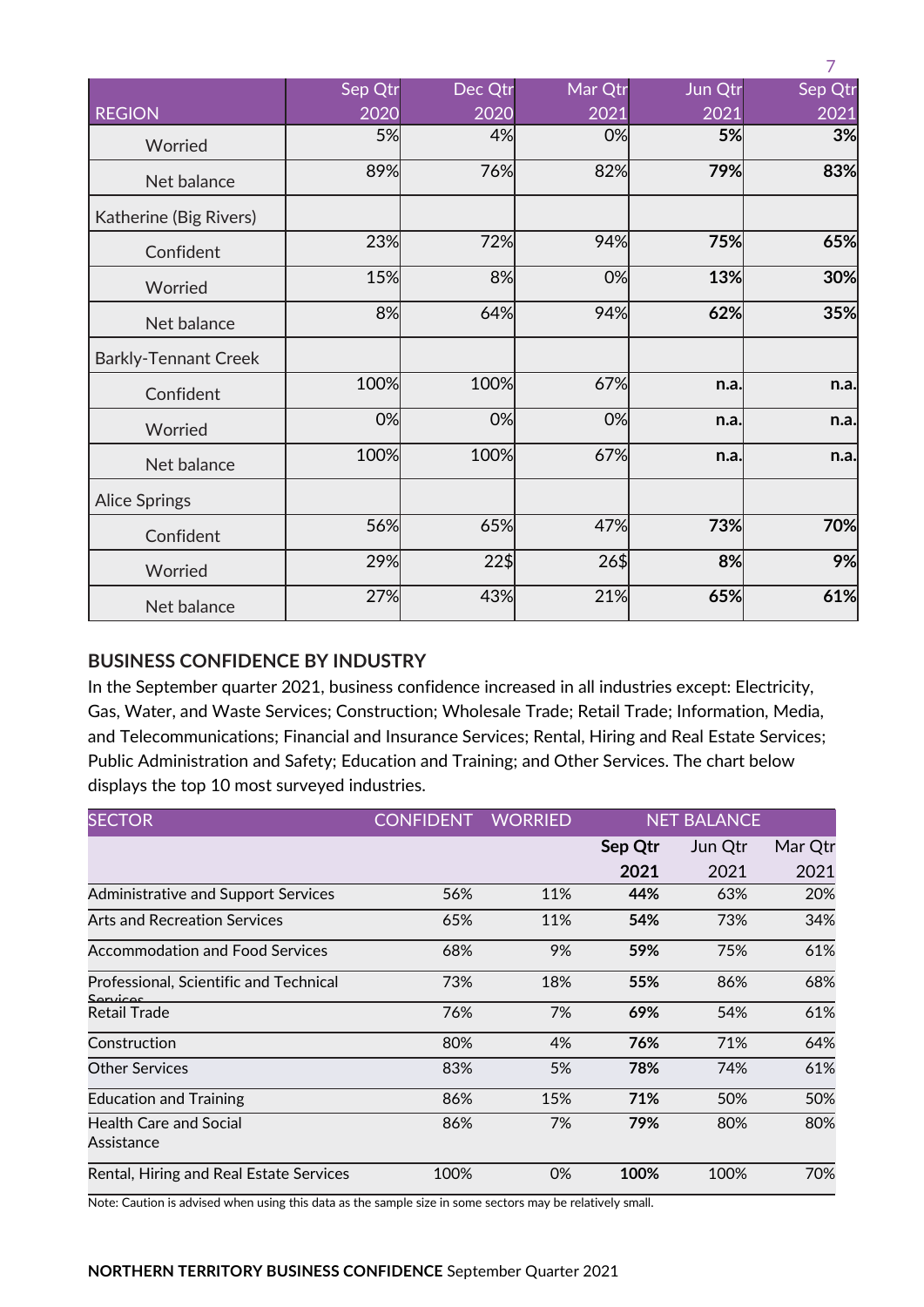| REGION | Sep Qtr 2020 | Dec Qtr 2020 | Mar Qtr 2021 | Jun Qtr 2021 | Sep Qtr 2021 |
|---|---|---|---|---|---|
| Worried | 5% | 4% | 0% | **5%** | **3%** |
| Net balance | 89% | 76% | 82% | **79%** | **83%** |
| Katherine (Big Rivers) | | | | | |
| Confident | 23% | 72% | 94% | **75%** | **65%** |
| Worried | 15% | 8% | 0% | **13%** | **30%** |
| Net balance | 8% | 64% | 94% | **62%** | **35%** |
| Barkly-Tennant Creek | | | | | |
| Confident | 100% | 100% | 67% | **n.a.** | **n.a.** |
| Worried | 0% | 0% | 0% | **n.a.** | **n.a.** |
| Net balance | 100% | 100% | 67% | **n.a.** | **n.a.** |
| Alice Springs | | | | | |
| Confident | 56% | 65% | 47% | **73%** | **70%** |
| Worried | 29% | 22$ | 26$ | **8%** | **9%** |
| Net balance | 27% | 43% | 21% | **65%** | **61%** |

## BUSINESS CONFIDENCE BY INDUSTRY

In the September quarter 2021, business confidence increased in all industries except: Electricity, Gas, Water, and Waste Services; Construction; Wholesale Trade; Retail Trade; Information, Media, and Telecommunications; Financial and Insurance Services; Rental, Hiring and Real Estate Services; Public Administration and Safety; Education and Training; and Other Services. The chart below displays the top 10 most surveyed industries.

| SECTOR | CONFIDENT | WORRIED | NET BALANCE | | |
|---|---|---|---|---|---|
| | | | **Sep Qtr 2021** | Jun Qtr 2021 | Mar Qtr 2021 |
| Administrative and Support Services | 56% | 11% | **44%** | 63% | 20% |
| Arts and Recreation Services | 65% | 11% | **54%** | 73% | 34% |
| Accommodation and Food Services | 68% | 9% | **59%** | 75% | 61% |
| Professional, Scientific and Technical Services | 73% | 18% | **55%** | 86% | 68% |
| Retail Trade | 76% | 7% | **69%** | 54% | 61% |
| Construction | 80% | 4% | **76%** | 71% | 64% |
| Other Services | 83% | 5% | **78%** | 74% | 61% |
| Education and Training | 86% | 15% | **71%** | 50% | 50% |
| Health Care and Social Assistance | 86% | 7% | **79%** | 80% | 80% |
| Rental, Hiring and Real Estate Services | 100% | 0% | **100%** | 100% | 70% |

Note: Caution is advised when using this data as the sample size in some sectors may be relatively small.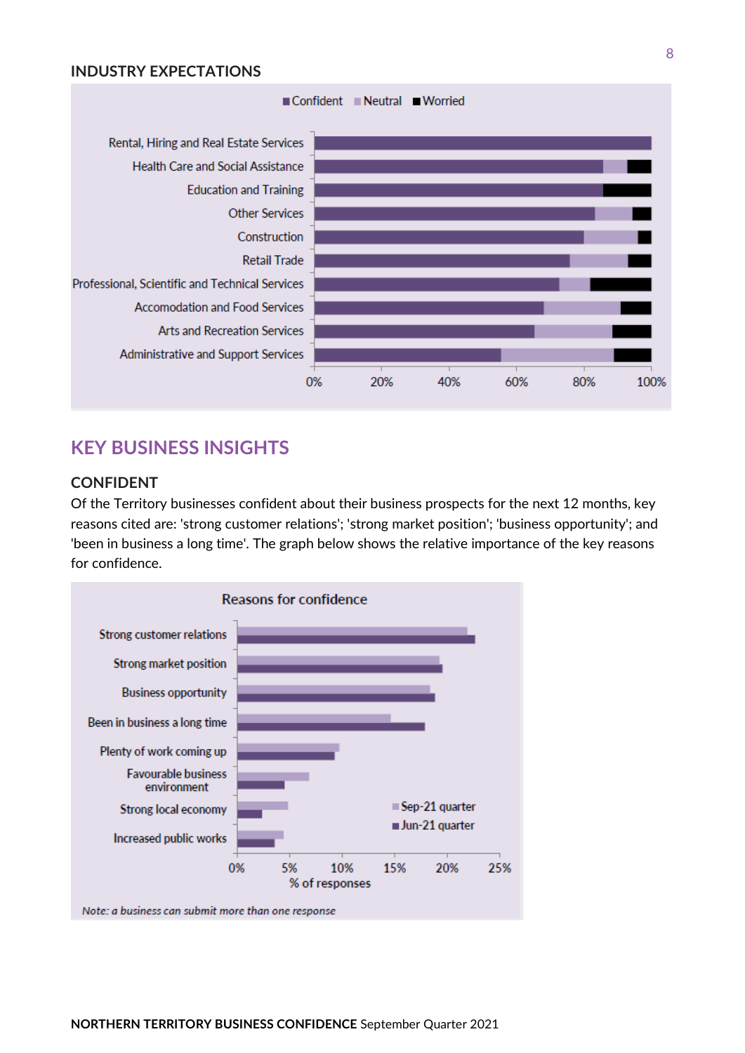## INDUSTRY EXPECTATIONS

Confident  Neutral  Worried

Rental, Hiring and Real Estate Services
Health Care and Social Assistance
Education and Training
Other Services
Construction
Retail Trade
Professional, Scientific and Technical Services
Accomodation and Food Services
Arts and Recreation Services
Administrative and Support Services

0% 20% 40% 60% 80% 100%

# KEY BUSINESS INSIGHTS

## CONFIDENT

Of the Territory businesses confident about their business prospects for the next 12 months, key reasons cited are: 'strong customer relations'; 'strong market position'; 'business opportunity'; and 'been in business a long time'. The graph below shows the relative importance of the key reasons for confidence.

Reasons for confidence

Strong customer relations
Strong market position
Business opportunity
Been in business a long time
Plenty of work coming up
Favourable business environment
Strong local economy
Increased public works

Sep-21 quarter
Jun-21 quarter

0% 5% 10% 15% 20% 25%
% of responses

*Note: a business can submit more than one response*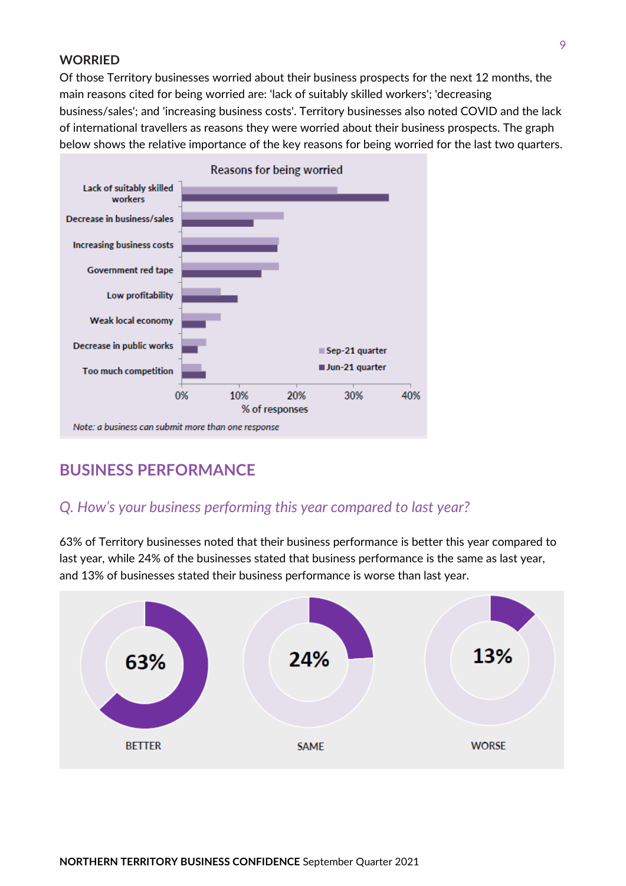## WORRIED

Of those Territory businesses worried about their business prospects for the next 12 months, the main reasons cited for being worried are: 'lack of suitably skilled workers'; 'decreasing business/sales'; and 'increasing business costs'. Territory businesses also noted COVID and the lack of international travellers as reasons they were worried about their business prospects. The graph below shows the relative importance of the key reasons for being worried for the last two quarters.

**Reasons for being worried**

| Reason | Sep-21 quarter | Jun-21 quarter |
|---|---|---|
| Lack of suitably skilled workers | ~27% | ~36% |
| Decrease in business/sales | ~18% | ~12% |
| Increasing business costs | ~17% | ~16% |
| Government red tape | ~17% | ~14% |
| Low profitability | ~7% | ~10% |
| Weak local economy | ~7% | ~4% |
| Decrease in public works | ~4% | ~3% |
| Too much competition | ~3% | ~4% |

% of responses

*Note: a business can submit more than one response*

## BUSINESS PERFORMANCE

### *Q. How's your business performing this year compared to last year?*

63% of Territory businesses noted that their business performance is better this year compared to last year, while 24% of the businesses stated that business performance is the same as last year, and 13% of businesses stated their business performance is worse than last year.

| BETTER | SAME | WORSE |
|---|---|---|
| 63% | 24% | 13% |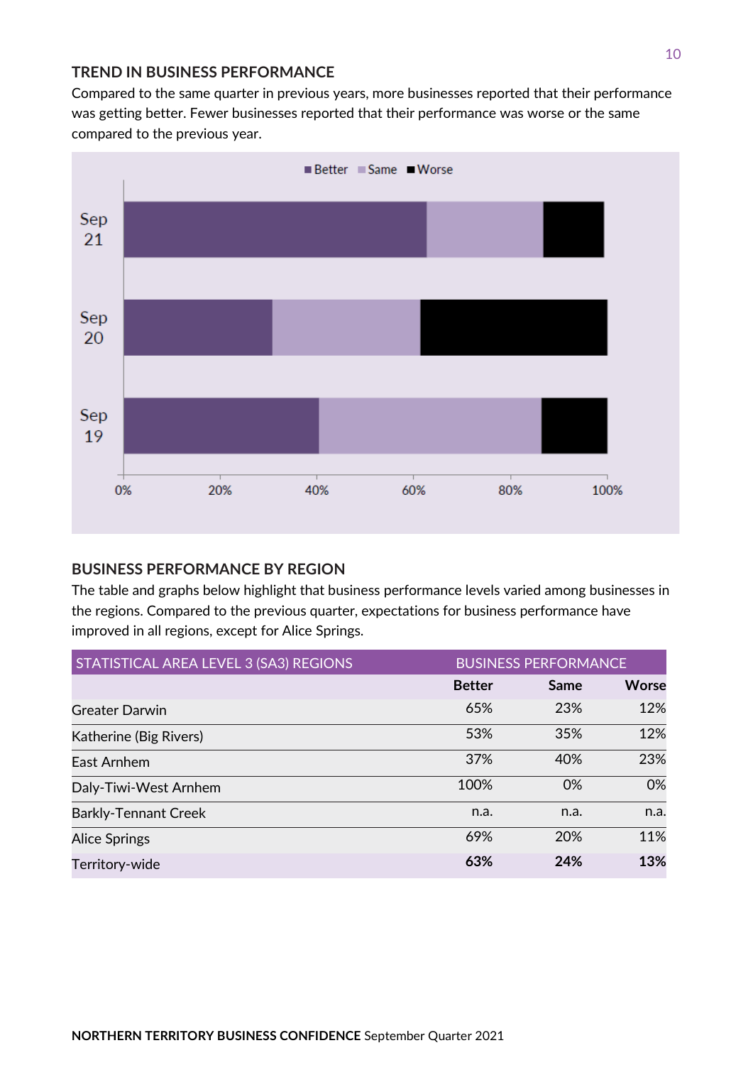## TREND IN BUSINESS PERFORMANCE

Compared to the same quarter in previous years, more businesses reported that their performance was getting better. Fewer businesses reported that their performance was worse or the same compared to the previous year.

## BUSINESS PERFORMANCE BY REGION

The table and graphs below highlight that business performance levels varied among businesses in the regions. Compared to the previous quarter, expectations for business performance have improved in all regions, except for Alice Springs.

| STATISTICAL AREA LEVEL 3 (SA3) REGIONS | BUSINESS PERFORMANCE | | |
|---|---|---|---|
| | **Better** | **Same** | **Worse** |
| Greater Darwin | 65% | 23% | 12% |
| Katherine (Big Rivers) | 53% | 35% | 12% |
| East Arnhem | 37% | 40% | 23% |
| Daly-Tiwi-West Arnhem | 100% | 0% | 0% |
| Barkly-Tennant Creek | n.a. | n.a. | n.a. |
| Alice Springs | 69% | 20% | 11% |
| Territory-wide | **63%** | **24%** | **13%** |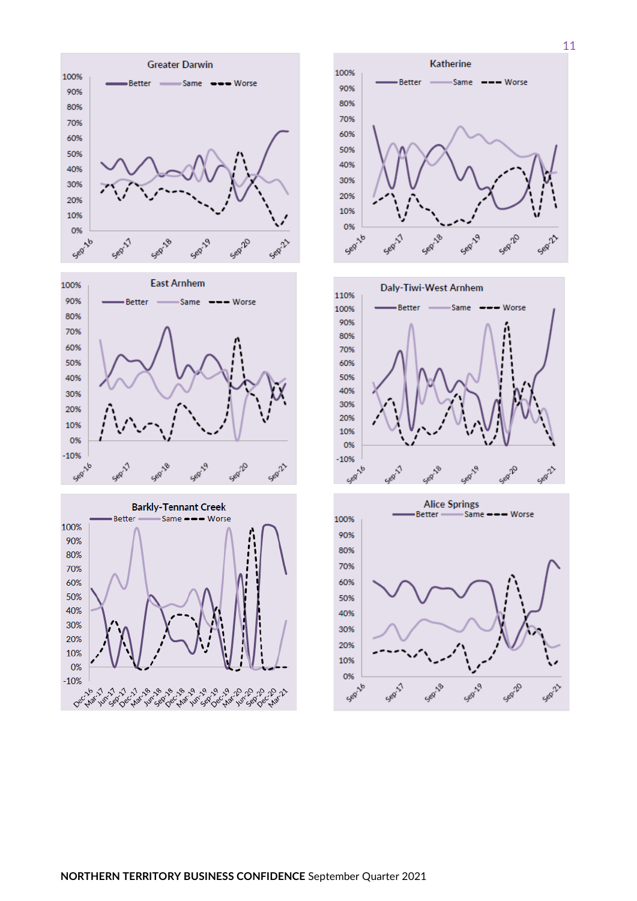Greater Darwin

Better | Same | Worse

Katherine

Better | Same | Worse

East Arnhem

Better | Same | Worse

Daly-Tiwi-West Arnhem

Better | Same | Worse

Barkly-Tennant Creek

Better | Same | Worse

Alice Springs

Better | Same | Worse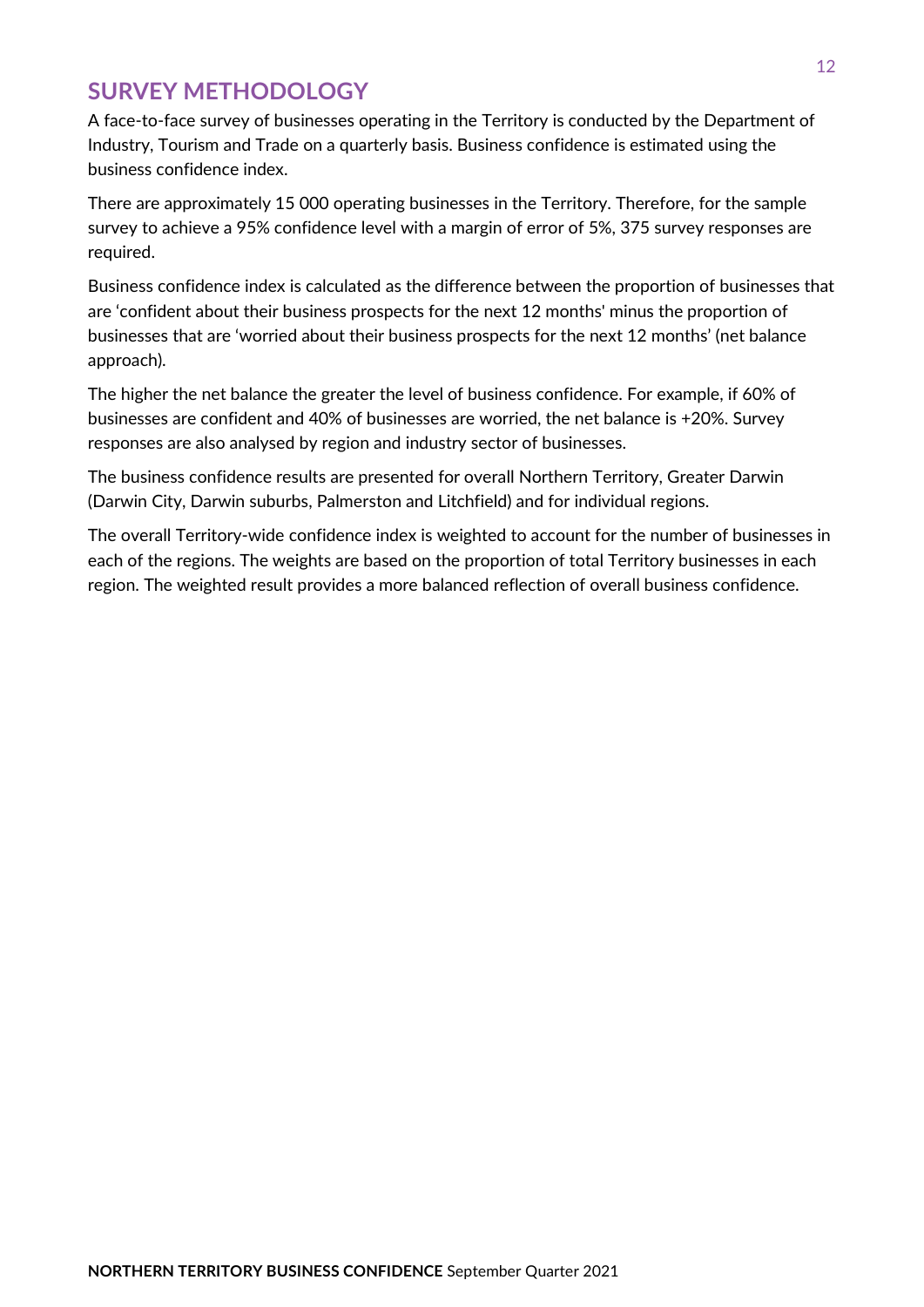## SURVEY METHODOLOGY

A face-to-face survey of businesses operating in the Territory is conducted by the Department of Industry, Tourism and Trade on a quarterly basis. Business confidence is estimated using the business confidence index.

There are approximately 15 000 operating businesses in the Territory. Therefore, for the sample survey to achieve a 95% confidence level with a margin of error of 5%, 375 survey responses are required.

Business confidence index is calculated as the difference between the proportion of businesses that are 'confident about their business prospects for the next 12 months' minus the proportion of businesses that are 'worried about their business prospects for the next 12 months' (net balance approach).

The higher the net balance the greater the level of business confidence. For example, if 60% of businesses are confident and 40% of businesses are worried, the net balance is +20%. Survey responses are also analysed by region and industry sector of businesses.

The business confidence results are presented for overall Northern Territory, Greater Darwin (Darwin City, Darwin suburbs, Palmerston and Litchfield) and for individual regions.

The overall Territory-wide confidence index is weighted to account for the number of businesses in each of the regions. The weights are based on the proportion of total Territory businesses in each region. The weighted result provides a more balanced reflection of overall business confidence.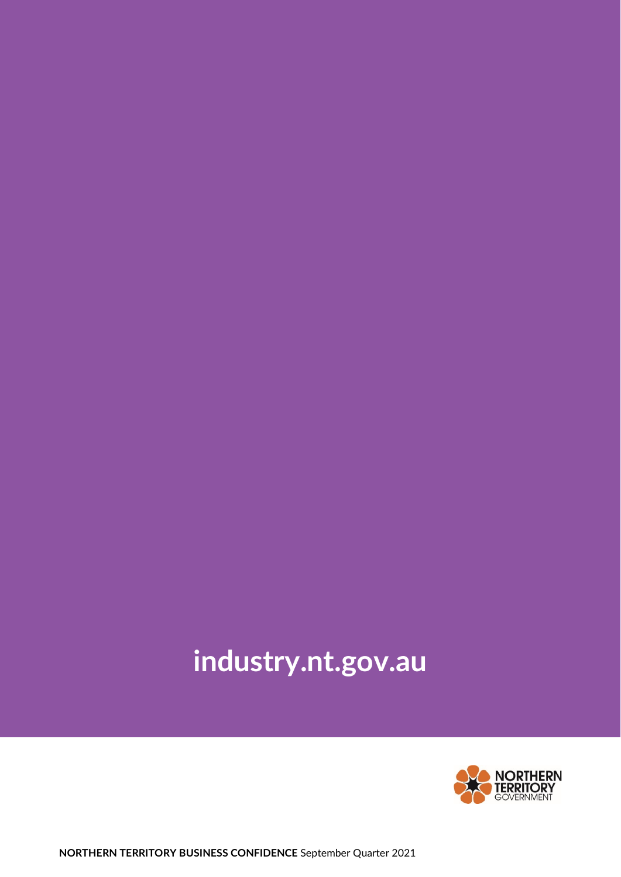industry.nt.gov.au

NORTHERN TERRITORY GOVERNMENT